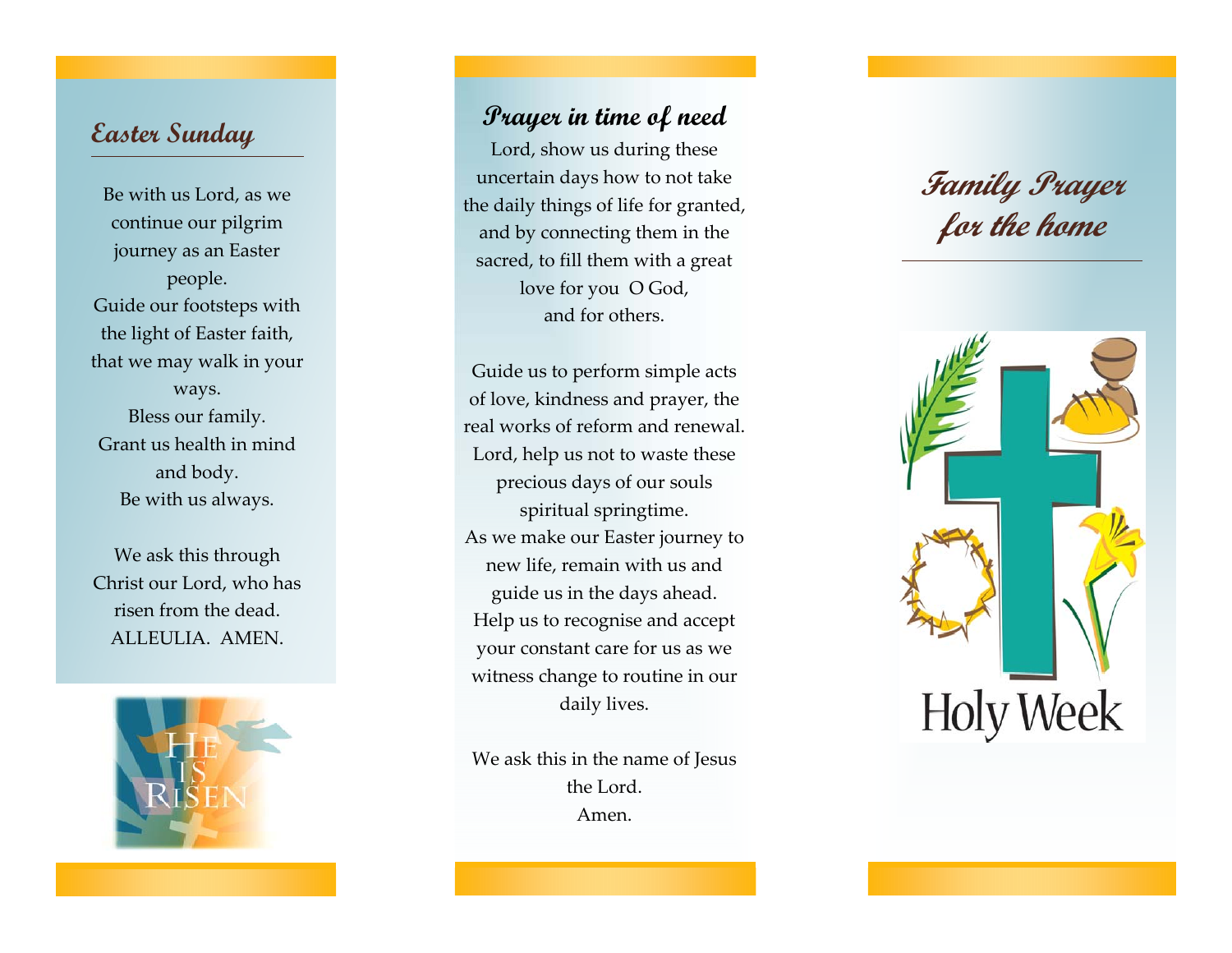## Easter Sunday

Be with us Lord, as we continue our pilgrim journey as an Easter people.
Guide our footsteps with the light of Easter faith, that we may walk in your ways.
Bless our family.
Grant us health in mind and body.
Be with us always.

We ask this through Christ our Lord, who has risen from the dead.
ALLEULIA. AMEN.

## Prayer in time of need

Lord, show us during these uncertain days how to not take the daily things of life for granted, and by connecting them in the sacred, to fill them with a great love for you O God,
and for others.

Guide us to perform simple acts of love, kindness and prayer, the real works of reform and renewal.
Lord, help us not to waste these precious days of our souls spiritual springtime.
As we make our Easter journey to new life, remain with us and guide us in the days ahead.
Help us to recognise and accept your constant care for us as we witness change to routine in our daily lives.

We ask this in the name of Jesus the Lord.
Amen.

# Family Prayer for the home

Holy Week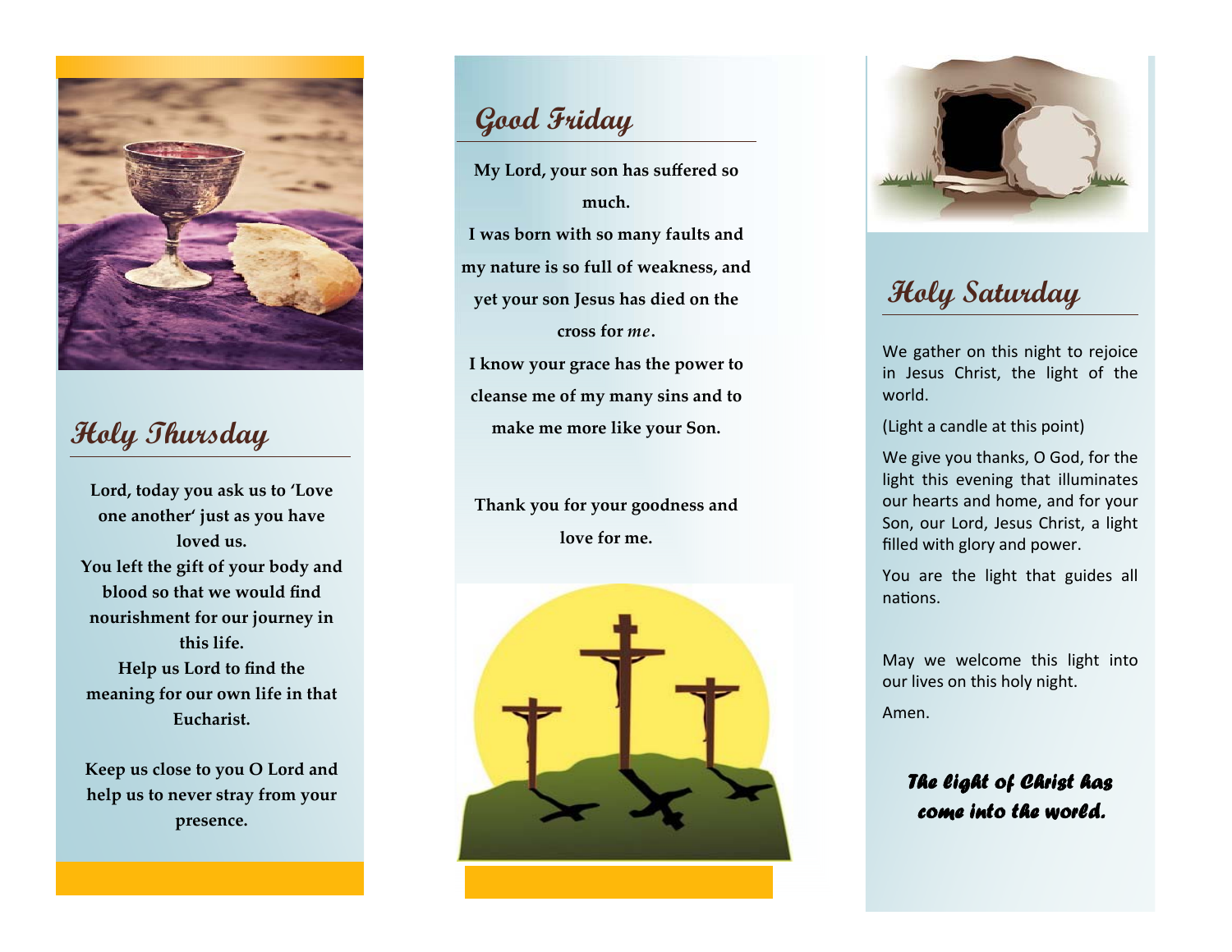## Holy Thursday

**Lord, today you ask us to 'Love one another' just as you have loved us.**
**You left the gift of your body and blood so that we would find nourishment for our journey in this life.**
**Help us Lord to find the meaning for our own life in that Eucharist.**

**Keep us close to you O Lord and help us to never stray from your presence.**

## Good Friday

**My Lord, your son has suffered so much.**
**I was born with so many faults and my nature is so full of weakness, and yet your son Jesus has died on the cross for *me*.**
**I know your grace has the power to cleanse me of my many sins and to make me more like your Son.**

**Thank you for your goodness and love for me.**

## Holy Saturday

We gather on this night to rejoice in Jesus Christ, the light of the world.

(Light a candle at this point)

We give you thanks, O God, for the light this evening that illuminates our hearts and home, and for your Son, our Lord, Jesus Christ, a light filled with glory and power.

You are the light that guides all nations.

May we welcome this light into our lives on this holy night.

Amen.

***The light of Christ has come into the world.***